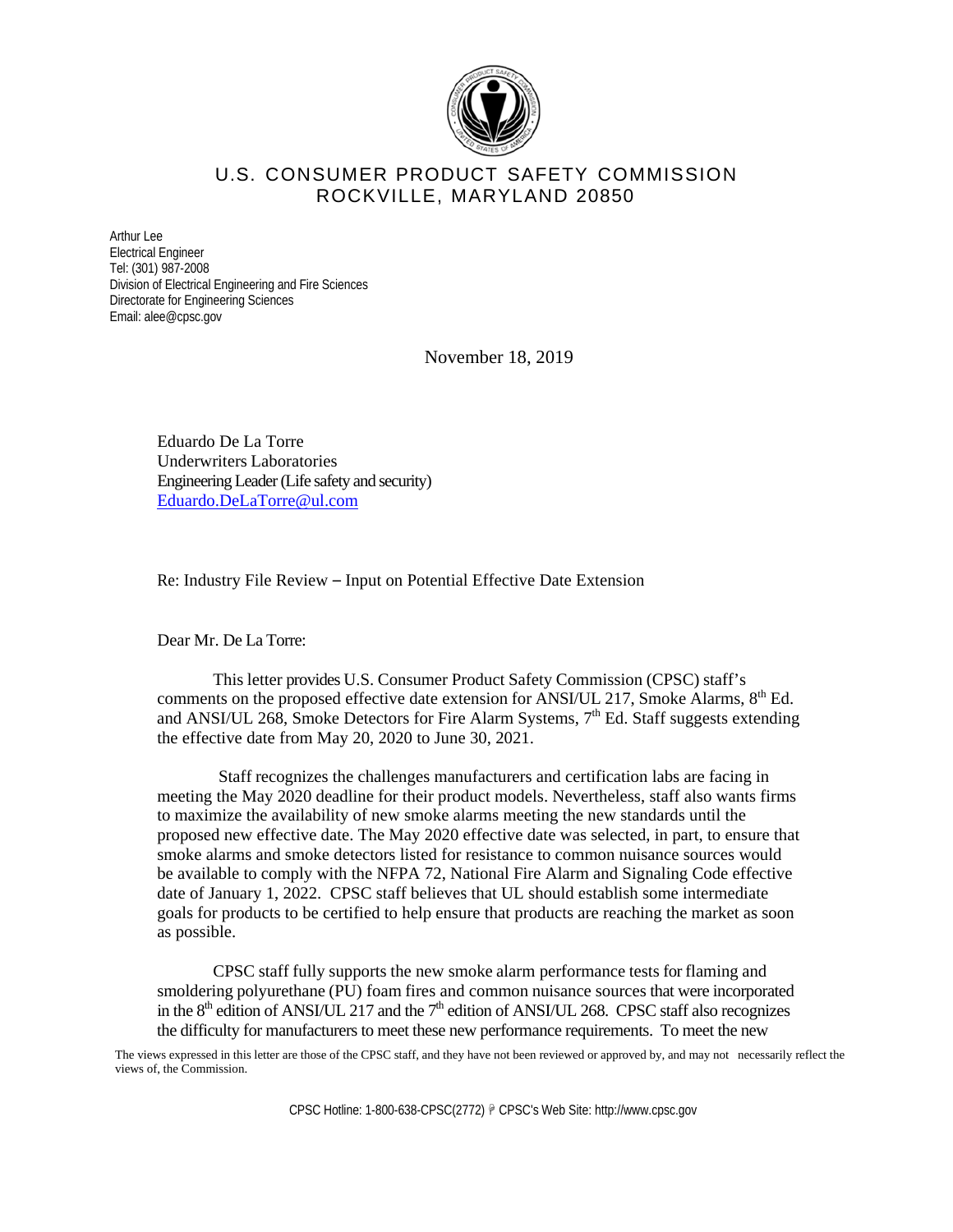# U.S. CONSUMER PRODUCT SAFETY COMMISSION
## ROCKVILLE, MARYLAND 20850

Arthur Lee
Electrical Engineer
Tel: (301) 987-2008
Division of Electrical Engineering and Fire Sciences
Directorate for Engineering Sciences
Email: alee@cpsc.gov

November 18, 2019

Eduardo De La Torre
Underwriters Laboratories
Engineering Leader (Life safety and security)
Eduardo.DeLaTorre@ul.com

Re: Industry File Review – Input on Potential Effective Date Extension

Dear Mr. De La Torre:

This letter provides U.S. Consumer Product Safety Commission (CPSC) staff's comments on the proposed effective date extension for ANSI/UL 217, Smoke Alarms, 8th Ed. and ANSI/UL 268, Smoke Detectors for Fire Alarm Systems, 7th Ed. Staff suggests extending the effective date from May 20, 2020 to June 30, 2021.

Staff recognizes the challenges manufacturers and certification labs are facing in meeting the May 2020 deadline for their product models. Nevertheless, staff also wants firms to maximize the availability of new smoke alarms meeting the new standards until the proposed new effective date. The May 2020 effective date was selected, in part, to ensure that smoke alarms and smoke detectors listed for resistance to common nuisance sources would be available to comply with the NFPA 72, National Fire Alarm and Signaling Code effective date of January 1, 2022. CPSC staff believes that UL should establish some intermediate goals for products to be certified to help ensure that products are reaching the market as soon as possible.

CPSC staff fully supports the new smoke alarm performance tests for flaming and smoldering polyurethane (PU) foam fires and common nuisance sources that were incorporated in the 8th edition of ANSI/UL 217 and the 7th edition of ANSI/UL 268. CPSC staff also recognizes the difficulty for manufacturers to meet these new performance requirements. To meet the new

The views expressed in this letter are those of the CPSC staff, and they have not been reviewed or approved by, and may not necessarily reflect the views of, the Commission.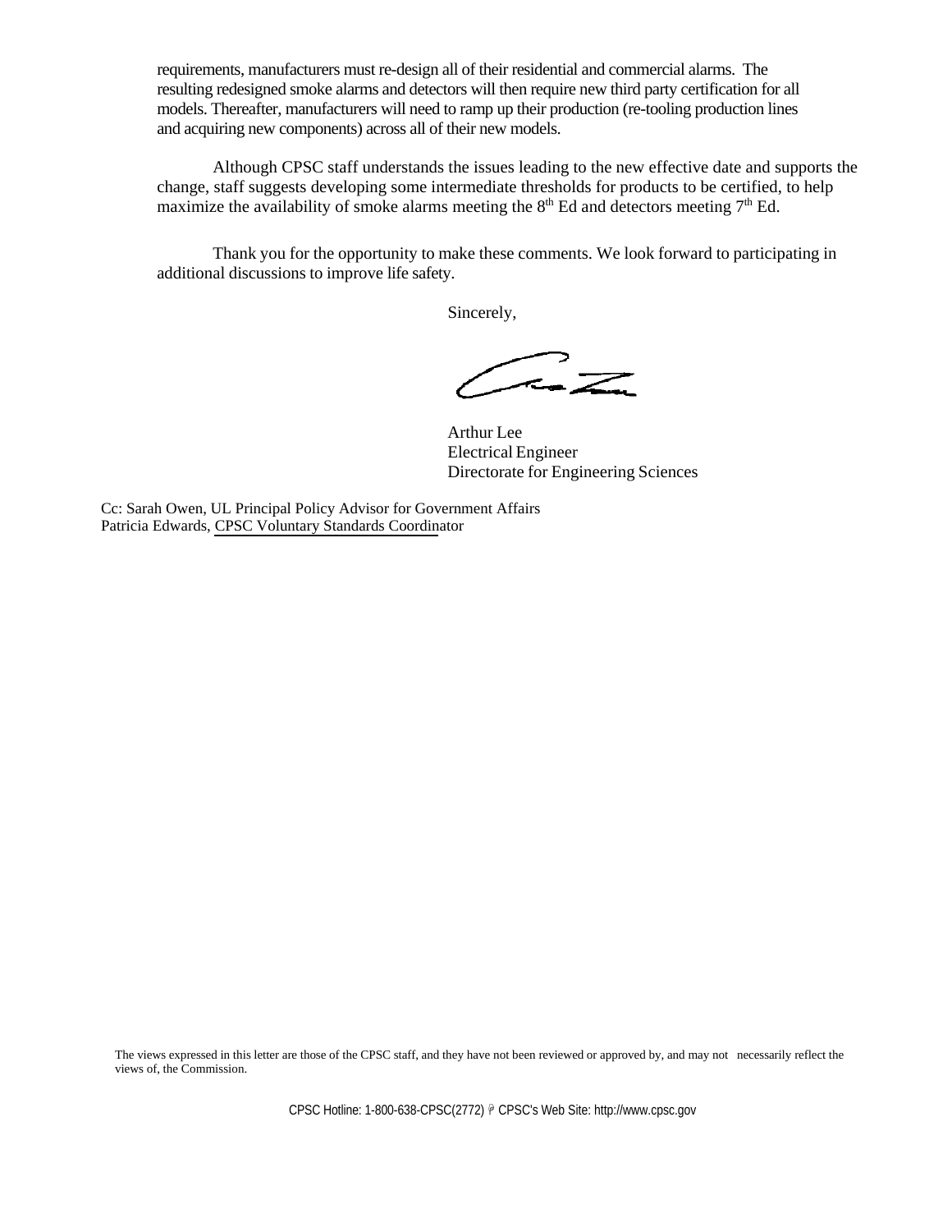requirements, manufacturers must re-design all of their residential and commercial alarms. The resulting redesigned smoke alarms and detectors will then require new third party certification for all models. Thereafter, manufacturers will need to ramp up their production (re-tooling production lines and acquiring new components) across all of their new models.

Although CPSC staff understands the issues leading to the new effective date and supports the change, staff suggests developing some intermediate thresholds for products to be certified, to help maximize the availability of smoke alarms meeting the 8th Ed and detectors meeting 7th Ed.

Thank you for the opportunity to make these comments. We look forward to participating in additional discussions to improve life safety.

Sincerely,

Arthur Lee
Electrical Engineer
Directorate for Engineering Sciences

Cc: Sarah Owen, UL Principal Policy Advisor for Government Affairs
Patricia Edwards, CPSC Voluntary Standards Coordinator

The views expressed in this letter are those of the CPSC staff, and they have not been reviewed or approved by, and may not necessarily reflect the views of, the Commission.

CPSC Hotline: 1-800-638-CPSC(2772) CPSC's Web Site: http://www.cpsc.gov